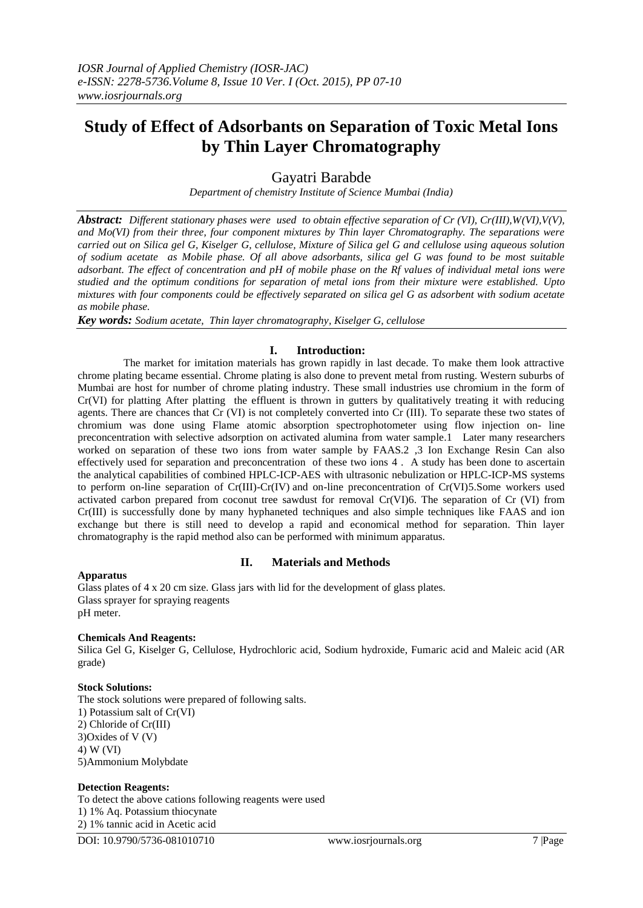# Study of Effect of Adsorbants on Separation of Toxic Metal Ions by Thin Layer Chromatography

Gayatri Barabde

*Department of chemistry Institute of Science Mumbai (India)*

***Abstract:*** *Different stationary phases were used to obtain effective separation of Cr (VI), Cr(III),W(VI),V(V), and Mo(VI) from their three, four component mixtures by Thin layer Chromatography. The separations were carried out on Silica gel G, Kiselger G, cellulose, Mixture of Silica gel G and cellulose using aqueous solution of sodium acetate as Mobile phase. Of all above adsorbants, silica gel G was found to be most suitable adsorbant. The effect of concentration and pH of mobile phase on the Rf values of individual metal ions were studied and the optimum conditions for separation of metal ions from their mixture were established. Upto mixtures with four components could be effectively separated on silica gel G as adsorbent with sodium acetate as mobile phase.*

***Key words:*** *Sodium acetate, Thin layer chromatography, Kiselger G, cellulose*

## I. Introduction:

The market for imitation materials has grown rapidly in last decade. To make them look attractive chrome plating became essential. Chrome plating is also done to prevent metal from rusting. Western suburbs of Mumbai are host for number of chrome plating industry. These small industries use chromium in the form of Cr(VI) for platting After platting the effluent is thrown in gutters by qualitatively treating it with reducing agents. There are chances that Cr (VI) is not completely converted into Cr (III). To separate these two states of chromium was done using Flame atomic absorption spectrophotometer using flow injection on- line preconcentration with selective adsorption on activated alumina from water sample.1 Later many researchers worked on separation of these two ions from water sample by FAAS.2 ,3 Ion Exchange Resin Can also effectively used for separation and preconcentration of these two ions 4 . A study has been done to ascertain the analytical capabilities of combined HPLC-ICP-AES with ultrasonic nebulization or HPLC-ICP-MS systems to perform on-line separation of Cr(III)-Cr(IV) and on-line preconcentration of Cr(VI)5.Some workers used activated carbon prepared from coconut tree sawdust for removal Cr(VI)6. The separation of Cr (VI) from Cr(III) is successfully done by many hyphaneted techniques and also simple techniques like FAAS and ion exchange but there is still need to develop a rapid and economical method for separation. Thin layer chromatography is the rapid method also can be performed with minimum apparatus.

## II. Materials and Methods

**Apparatus**

Glass plates of 4 x 20 cm size. Glass jars with lid for the development of glass plates.
Glass sprayer for spraying reagents
pH meter.

**Chemicals And Reagents:**

Silica Gel G, Kiselger G, Cellulose, Hydrochloric acid, Sodium hydroxide, Fumaric acid and Maleic acid (AR grade)

**Stock Solutions:**

The stock solutions were prepared of following salts.
1) Potassium salt of Cr(VI)
2) Chloride of Cr(III)
3)Oxides of V (V)
4) W (VI)
5)Ammonium Molybdate

**Detection Reagents:**

To detect the above cations following reagents were used
1) 1% Aq. Potassium thiocynate
2) 1% tannic acid in Acetic acid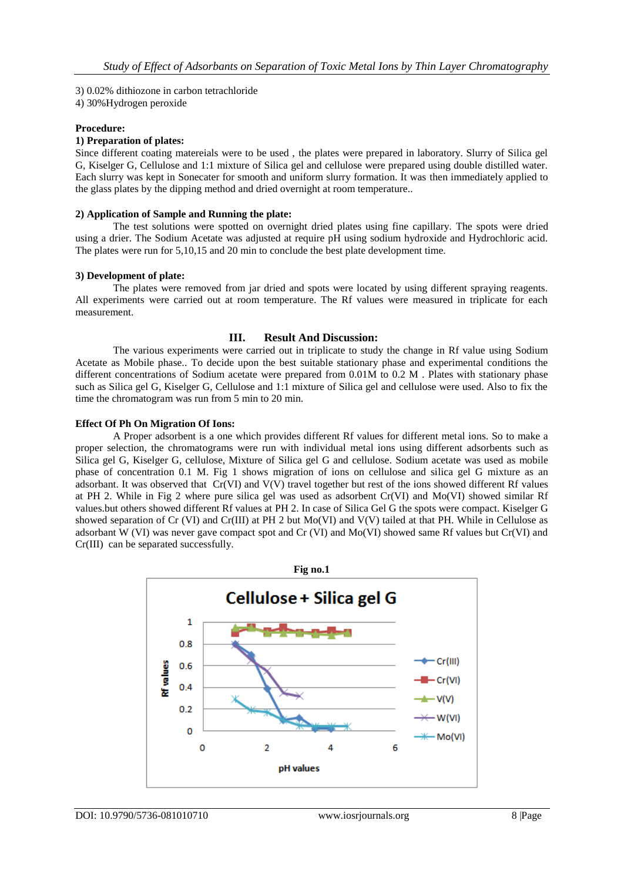3) 0.02% dithiozone in carbon tetrachloride
4) 30%Hydrogen peroxide

**Procedure:**

**1) Preparation of plates:**

Since different coating matereials were to be used , the plates were prepared in laboratory. Slurry of Silica gel G, Kiselger G, Cellulose and 1:1 mixture of Silica gel and cellulose were prepared using double distilled water. Each slurry was kept in Sonecater for smooth and uniform slurry formation. It was then immediately applied to the glass plates by the dipping method and dried overnight at room temperature..

**2) Application of Sample and Running the plate:**

The test solutions were spotted on overnight dried plates using fine capillary. The spots were dried using a drier. The Sodium Acetate was adjusted at require pH using sodium hydroxide and Hydrochloric acid. The plates were run for 5,10,15 and 20 min to conclude the best plate development time.

**3) Development of plate:**

The plates were removed from jar dried and spots were located by using different spraying reagents. All experiments were carried out at room temperature. The Rf values were measured in triplicate for each measurement.

## III. Result And Discussion:

The various experiments were carried out in triplicate to study the change in Rf value using Sodium Acetate as Mobile phase.. To decide upon the best suitable stationary phase and experimental conditions the different concentrations of Sodium acetate were prepared from 0.01M to 0.2 M . Plates with stationary phase such as Silica gel G, Kiselger G, Cellulose and 1:1 mixture of Silica gel and cellulose were used. Also to fix the time the chromatogram was run from 5 min to 20 min.

**Effect Of Ph On Migration Of Ions:**

A Proper adsorbent is a one which provides different Rf values for different metal ions. So to make a proper selection, the chromatograms were run with individual metal ions using different adsorbents such as Silica gel G, Kiselger G, cellulose, Mixture of Silica gel G and cellulose. Sodium acetate was used as mobile phase of concentration 0.1 M. Fig 1 shows migration of ions on cellulose and silica gel G mixture as an adsorbant. It was observed that Cr(VI) and V(V) travel together but rest of the ions showed different Rf values at PH 2. While in Fig 2 where pure silica gel was used as adsorbent Cr(VI) and Mo(VI) showed similar Rf values.but others showed different Rf values at PH 2. In case of Silica Gel G the spots were compact. Kiselger G showed separation of Cr (VI) and Cr(III) at PH 2 but Mo(VI) and V(V) tailed at that PH. While in Cellulose as adsorbant W (VI) was never gave compact spot and Cr (VI) and Mo(VI) showed same Rf values but Cr(VI) and Cr(III) can be separated successfully.

**Fig no.1**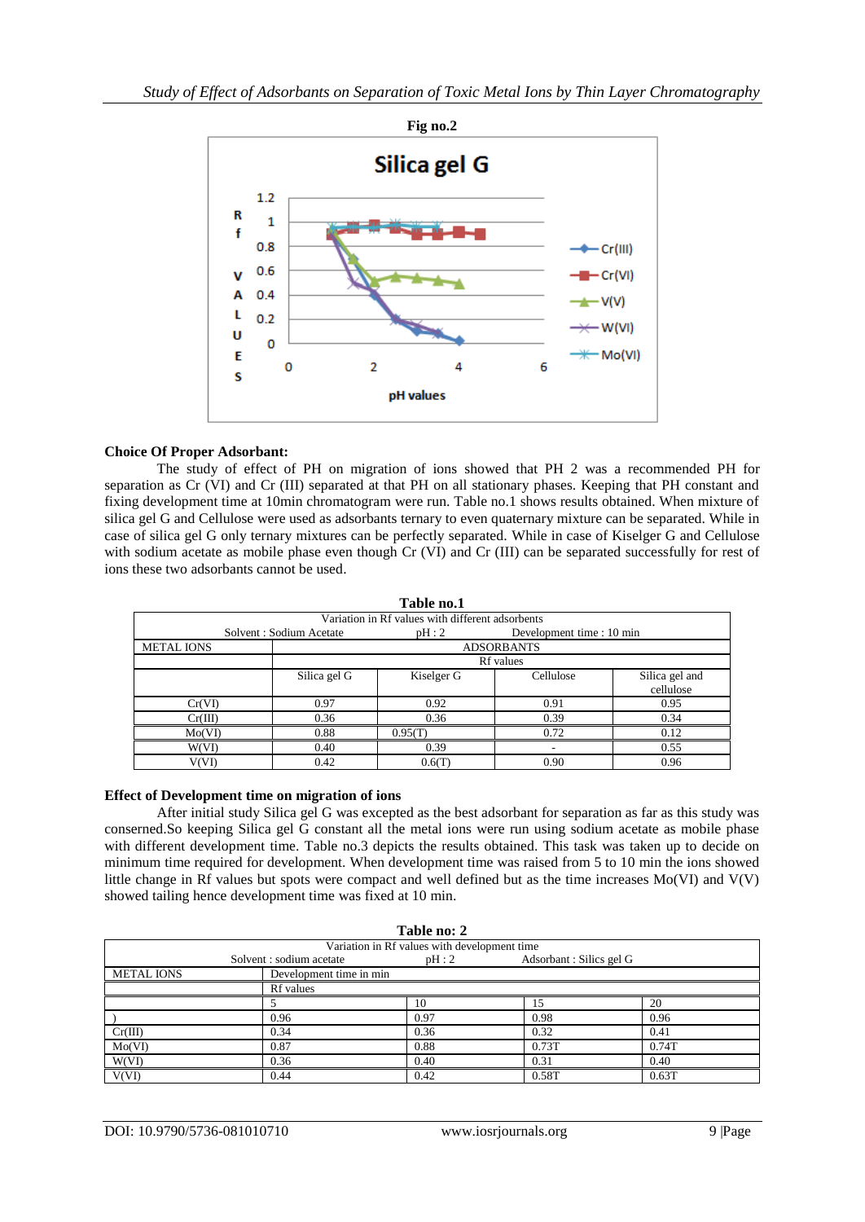**Fig no.2**

**Choice Of Proper Adsorbant:**

The study of effect of PH on migration of ions showed that PH 2 was a recommended PH for separation as Cr (VI) and Cr (III) separated at that PH on all stationary phases. Keeping that PH constant and fixing development time at 10min chromatogram were run. Table no.1 shows results obtained. When mixture of silica gel G and Cellulose were used as adsorbants ternary to even quaternary mixture can be separated. While in case of silica gel G only ternary mixtures can be perfectly separated. While in case of Kiselger G and Cellulose with sodium acetate as mobile phase even though Cr (VI) and Cr (III) can be separated successfully for rest of ions these two adsorbants cannot be used.

**Table no.1**

Variation in Rf values with different adsorbents

Solvent : Sodium Acetate    pH : 2    Development time : 10 min

| METAL IONS | ADSORBANTS | | | |
|---|---|---|---|---|
| | Rf values | | | |
| | Silica gel G | Kiselger G | Cellulose | Silica gel and cellulose |
| Cr(VI) | 0.97 | 0.92 | 0.91 | 0.95 |
| Cr(III) | 0.36 | 0.36 | 0.39 | 0.34 |
| Mo(VI) | 0.88 | 0.95(T) | 0.72 | 0.12 |
| W(VI) | 0.40 | 0.39 | - | 0.55 |
| V(VI) | 0.42 | 0.6(T) | 0.90 | 0.96 |

**Effect of Development time on migration of ions**

After initial study Silica gel G was excepted as the best adsorbant for separation as far as this study was conserned.So keeping Silica gel G constant all the metal ions were run using sodium acetate as mobile phase with different development time. Table no.3 depicts the results obtained. This task was taken up to decide on minimum time required for development. When development time was raised from 5 to 10 min the ions showed little change in Rf values but spots were compact and well defined but as the time increases Mo(VI) and V(V) showed tailing hence development time was fixed at 10 min.

**Table no: 2**

Variation in Rf values with development time

Solvent : sodium acetate    pH : 2    Adsorbant : Silics gel G

| METAL IONS | Development time in min | | | |
|---|---|---|---|---|
| | Rf values | | | |
| | 5 | 10 | 15 | 20 |
| ) | 0.96 | 0.97 | 0.98 | 0.96 |
| Cr(III) | 0.34 | 0.36 | 0.32 | 0.41 |
| Mo(VI) | 0.87 | 0.88 | 0.73T | 0.74T |
| W(VI) | 0.36 | 0.40 | 0.31 | 0.40 |
| V(VI) | 0.44 | 0.42 | 0.58T | 0.63T |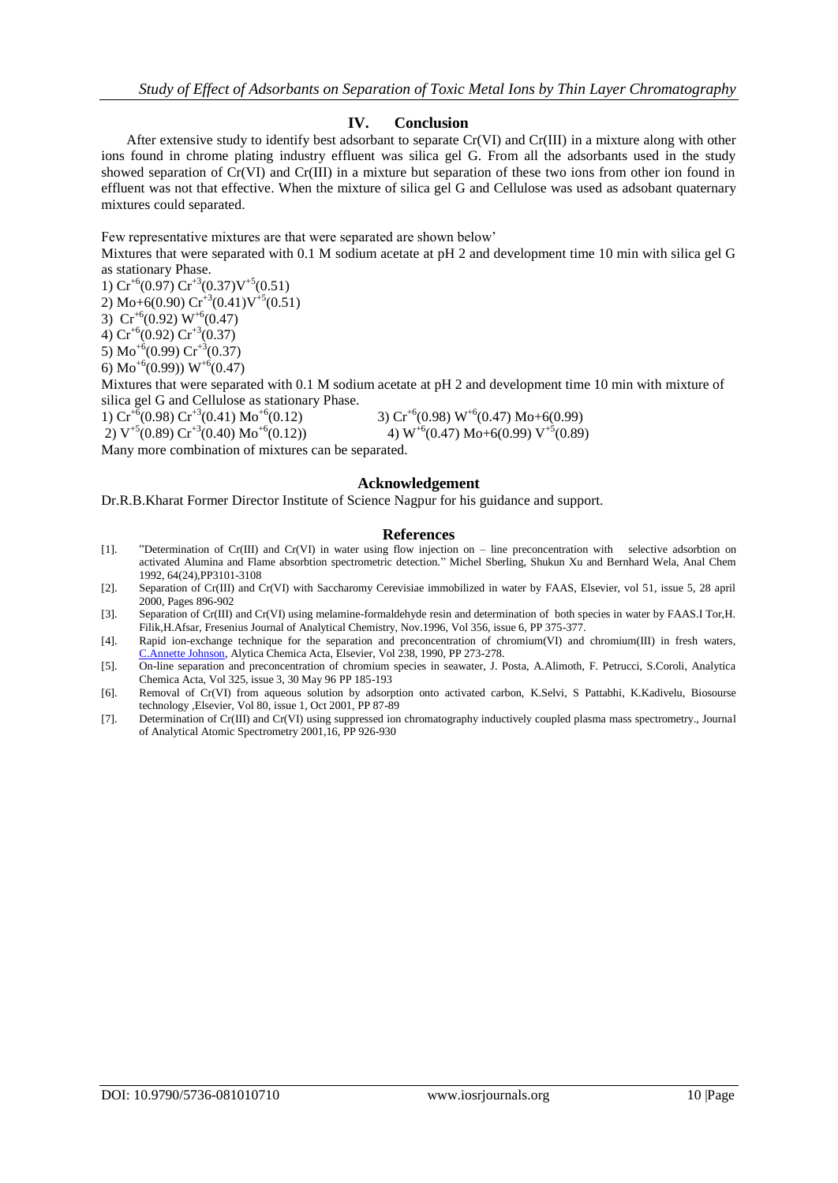## IV. Conclusion

After extensive study to identify best adsorbant to separate Cr(VI) and Cr(III) in a mixture along with other ions found in chrome plating industry effluent was silica gel G. From all the adsorbants used in the study showed separation of Cr(VI) and Cr(III) in a mixture but separation of these two ions from other ion found in effluent was not that effective. When the mixture of silica gel G and Cellulose was used as adsobant quaternary mixtures could separated.

Few representative mixtures are that were separated are shown below'

Mixtures that were separated with 0.1 M sodium acetate at pH 2 and development time 10 min with silica gel G as stationary Phase.

1) $Cr^{+6}$(0.97) $Cr^{+3}$(0.37)$V^{+5}$(0.51)
2) Mo+6(0.90) $Cr^{+3}$(0.41)$V^{+5}$(0.51)
3) $Cr^{+6}$(0.92) $W^{+6}$(0.47)
4) $Cr^{+6}$(0.92) $Cr^{+3}$(0.37)
5) $Mo^{+6}$(0.99) $Cr^{+3}$(0.37)
6) $Mo^{+6}$(0.99)) $W^{+6}$(0.47)

Mixtures that were separated with 0.1 M sodium acetate at pH 2 and development time 10 min with mixture of silica gel G and Cellulose as stationary Phase.

1) $Cr^{+6}$(0.98) $Cr^{+3}$(0.41) $Mo^{+6}$(0.12)
2) $V^{+5}$(0.89) $Cr^{+3}$(0.40) $Mo^{+6}$(0.12))
3) $Cr^{+6}$(0.98) $W^{+6}$(0.47) Mo+6(0.99)
4) $W^{+6}$(0.47) Mo+6(0.99) $V^{+5}$(0.89)

Many more combination of mixtures can be separated.

## Acknowledgement

Dr.R.B.Kharat Former Director Institute of Science Nagpur for his guidance and support.

## References

[1]. "Determination of Cr(III) and Cr(VI) in water using flow injection on – line preconcentration with selective adsorbtion on activated Alumina and Flame absorbtion spectrometric detection." Michel Sberling, Shukun Xu and Bernhard Wela, Anal Chem 1992, 64(24),PP3101-3108

[2]. Separation of Cr(III) and Cr(VI) with Saccharomy Cerevisiae immobilized in water by FAAS, Elsevier, vol 51, issue 5, 28 april 2000, Pages 896-902

[3]. Separation of Cr(III) and Cr(VI) using melamine-formaldehyde resin and determination of both species in water by FAAS.I Tor,H. Filik,H.Afsar, Fresenius Journal of Analytical Chemistry, Nov.1996, Vol 356, issue 6, PP 375-377.

[4]. Rapid ion-exchange technique for the separation and preconcentration of chromium(VI) and chromium(III) in fresh waters, C.Annette Johnson, Alytica Chemica Acta, Elsevier, Vol 238, 1990, PP 273-278.

[5]. On-line separation and preconcentration of chromium species in seawater, J. Posta, A.Alimoth, F. Petrucci, S.Coroli, Analytica Chemica Acta, Vol 325, issue 3, 30 May 96 PP 185-193

[6]. Removal of Cr(VI) from aqueous solution by adsorption onto activated carbon, K.Selvi, S Pattabhi, K.Kadivelu, Biosourse technology ,Elsevier, Vol 80, issue 1, Oct 2001, PP 87-89

[7]. Determination of Cr(III) and Cr(VI) using suppressed ion chromatography inductively coupled plasma mass spectrometry., Journal of Analytical Atomic Spectrometry 2001,16, PP 926-930